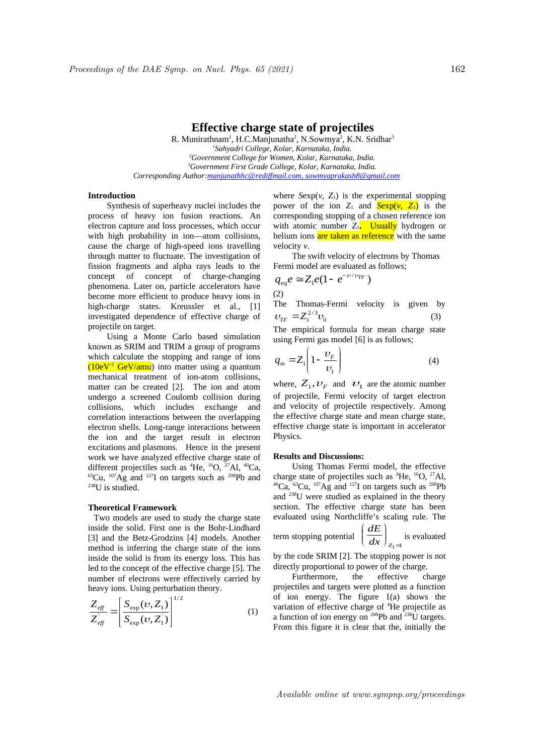# Effective charge state of projectiles

R. Munirathnam[1], H.C.Manjunatha[2], N.Sowmya[2], K.N. Sridhar[3]

[1]*Sahyadri College, Kolar, Karnataka, India.*
[2]*Government College for Women, Kolar, Karnataka, India.*
[3]*Government First Grade College, Kolar, Karnataka, India.*
*Corresponding Author:manjunathhc@rediffmail.com, sowmyaprakash8@gmail.com*

## Introduction

Synthesis of superheavy nuclei includes the process of heavy ion fusion reactions. An electron capture and loss processes, which occur with high probability in ion—atom collisions, cause the charge of high-speed ions travelling through matter to fluctuate. The investigation of fission fragments and alpha rays leads to the concept of concept of charge-changing phenomena. Later on, particle accelerators have become more efficient to produce heavy ions in high-charge states. Kreussler et al., [1] investigated dependence of effective charge of projectile on target.

Using a Monte Carlo based simulation known as SRIM and TRIM a group of programs which calculate the stopping and range of ions (10eV-2 GeV/amu) into matter using a quantum mechanical treatment of ion-atom collisions, matter can be created [2]. The ion and atom undergo a screened Coulomb collision during collisions, which includes exchange and correlation interactions between the overlapping electron shells. Long-range interactions between the ion and the target result in electron excitations and plasmons. Hence in the present work we have analyzed effective charge state of different projectiles such as $^{4}He$, $^{16}O$, $^{27}Al$, $^{40}Ca$, $^{63}Cu$, $^{107}Ag$ and $^{127}I$ on targets such as $^{208}Pb$ and $^{238}U$ is studied.

## Theoretical Framework

Two models are used to study the charge state inside the solid. First one is the Bohr-Lindhard [3] and the Betz-Grodzins [4] models. Another method is inferring the charge state of the ions inside the solid is from its energy loss. This has led to the concept of the effective charge [5]. The number of electrons were effectively carried by heavy ions. Using perturbation theory.

$$\frac{Z_{eff}}{Z'_{eff}} = \left[\frac{S_{\exp}(\upsilon, Z_1)}{S_{\exp}(\upsilon, Z'_1)}\right]^{1/2} \tag{1}$$

where $S\exp(v, Z_1)$ is the experimental stopping power of the ion $Z_1$ and $S\exp(v, Z_1)$ is the corresponding stopping of a chosen reference ion with atomic number $Z_1$. Usually hydrogen or helium ions are taken as reference with the same velocity $v$.

The swift velocity of electrons by Thomas Fermi model are evaluated as follows;

$$q_{eq}e \cong Z_1 e(1 - e^{-\upsilon/\upsilon_{TF}}) \tag{2}$$

The Thomas-Fermi velocity is given by

$$\upsilon_{TF} = Z_1^{2/3}\upsilon_0 \tag{3}$$

The empirical formula for mean charge state using Fermi gas model [6] is as follows;

$$q_m = Z_1\left(1 - \frac{\upsilon_F}{\upsilon_1}\right) \tag{4}$$

where, $Z_1, \upsilon_F$ and $\upsilon_1$ are the atomic number of projectile, Fermi velocity of target electron and velocity of projectile respectively. Among the effective charge state and mean charge state, effective charge state is important in accelerator Physics.

## Results and Discussions:

Using Thomas Fermi model, the effective charge state of projectiles such as $^{4}He$, $^{16}O$, $^{27}Al$, $^{40}Ca$, $^{63}Cu$, $^{107}Ag$ and $^{127}I$ on targets such as $^{208}Pb$ and $^{238}U$ were studied as explained in the theory section. The effective charge state has been evaluated using Northcliffe's scaling rule. The term stopping potential $\left(\frac{dE}{dx}\right)_{Z_1=1}$ is evaluated by the code SRIM [2]. The stopping power is not directly proportional to power of the charge.

Furthermore, the effective charge projectiles and targets were plotted as a function of ion energy. The figure 1(a) shows the variation of effective charge of $^{4}He$ projectile as a function of ion energy on $^{208}Pb$ and $^{238}U$ targets. From this figure it is clear that the, initially the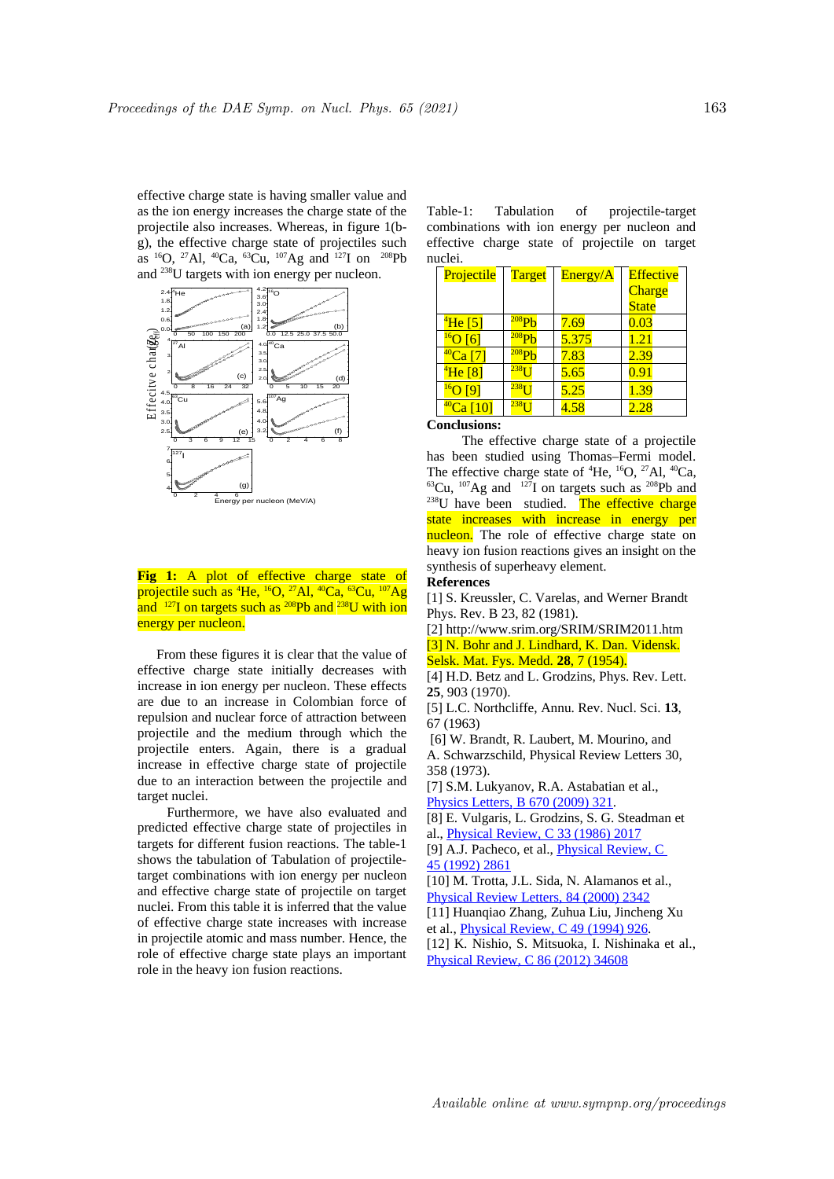effective charge state is having smaller value and as the ion energy increases the charge state of the projectile also increases. Whereas, in figure 1(b-g), the effective charge state of projectiles such as $^{16}$O, $^{27}$Al, $^{40}$Ca, $^{63}$Cu, $^{107}$Ag and $^{127}$I on $^{208}$Pb and $^{238}$U targets with ion energy per nucleon.

Effective charge ($Z_{eff}$)

(a) $^{4}$He (b) $^{16}$O (c) $^{27}$Al (d) $^{40}$Ca (e) $^{63}$Cu (f) $^{107}$Ag (g) $^{127}$I

Energy per nucleon (MeV/A)

**Fig 1:** A plot of effective charge state of projectile such as $^{4}$He, $^{16}$O, $^{27}$Al, $^{40}$Ca, $^{63}$Cu, $^{107}$Ag and $^{127}$I on targets such as $^{208}$Pb and $^{238}$U with ion energy per nucleon.

From these figures it is clear that the value of effective charge state initially decreases with increase in ion energy per nucleon. These effects are due to an increase in Colombian force of repulsion and nuclear force of attraction between projectile and the medium through which the projectile enters. Again, there is a gradual increase in effective charge state of projectile due to an interaction between the projectile and target nuclei.

Furthermore, we have also evaluated and predicted effective charge state of projectiles in targets for different fusion reactions. The table-1 shows the tabulation of Tabulation of projectile-target combinations with ion energy per nucleon and effective charge state of projectile on target nuclei. From this table it is inferred that the value of effective charge state increases with increase in projectile atomic and mass number. Hence, the role of effective charge state plays an important role in the heavy ion fusion reactions.

Table-1: Tabulation of projectile-target combinations with ion energy per nucleon and effective charge state of projectile on target nuclei.

| Projectile | Target | Energy/A | Effective Charge State |
|---|---|---|---|
| $^{4}$He [5] | $^{208}$Pb | 7.69 | 0.03 |
| $^{16}$O [6] | $^{208}$Pb | 5.375 | 1.21 |
| $^{40}$Ca [7] | $^{208}$Pb | 7.83 | 2.39 |
| $^{4}$He [8] | $^{238}$U | 5.65 | 0.91 |
| $^{16}$O [9] | $^{238}$U | 5.25 | 1.39 |
| $^{40}$Ca [10] | $^{238}$U | 4.58 | 2.28 |

## Conclusions:

The effective charge state of a projectile has been studied using Thomas–Fermi model. The effective charge state of $^{4}$He, $^{16}$O, $^{27}$Al, $^{40}$Ca, $^{63}$Cu, $^{107}$Ag and $^{127}$I on targets such as $^{208}$Pb and $^{238}$U have been studied. The effective charge state increases with increase in energy per nucleon. The role of effective charge state on heavy ion fusion reactions gives an insight on the synthesis of superheavy element.

## References

[1] S. Kreussler, C. Varelas, and Werner Brandt Phys. Rev. B 23, 82 (1981).

[2] http://www.srim.org/SRIM/SRIM2011.htm

[3] N. Bohr and J. Lindhard, K. Dan. Vidensk. Selsk. Mat. Fys. Medd. **28**, 7 (1954).

[4] H.D. Betz and L. Grodzins, Phys. Rev. Lett. **25**, 903 (1970).

[5] L.C. Northcliffe, Annu. Rev. Nucl. Sci. **13**, 67 (1963)

[6] W. Brandt, R. Laubert, M. Mourino, and A. Schwarzschild, Physical Review Letters 30, 358 (1973).

[7] S.M. Lukyanov, R.A. Astabatian et al., Physics Letters, B 670 (2009) 321.

[8] E. Vulgaris, L. Grodzins, S. G. Steadman et al., Physical Review, C 33 (1986) 2017

[9] A.J. Pacheco, et al., Physical Review, C 45 (1992) 2861

[10] M. Trotta, J.L. Sida, N. Alamanos et al., Physical Review Letters, 84 (2000) 2342

[11] Huanqiao Zhang, Zuhua Liu, Jincheng Xu et al., Physical Review, C 49 (1994) 926.

[12] K. Nishio, S. Mitsuoka, I. Nishinaka et al., Physical Review, C 86 (2012) 34608